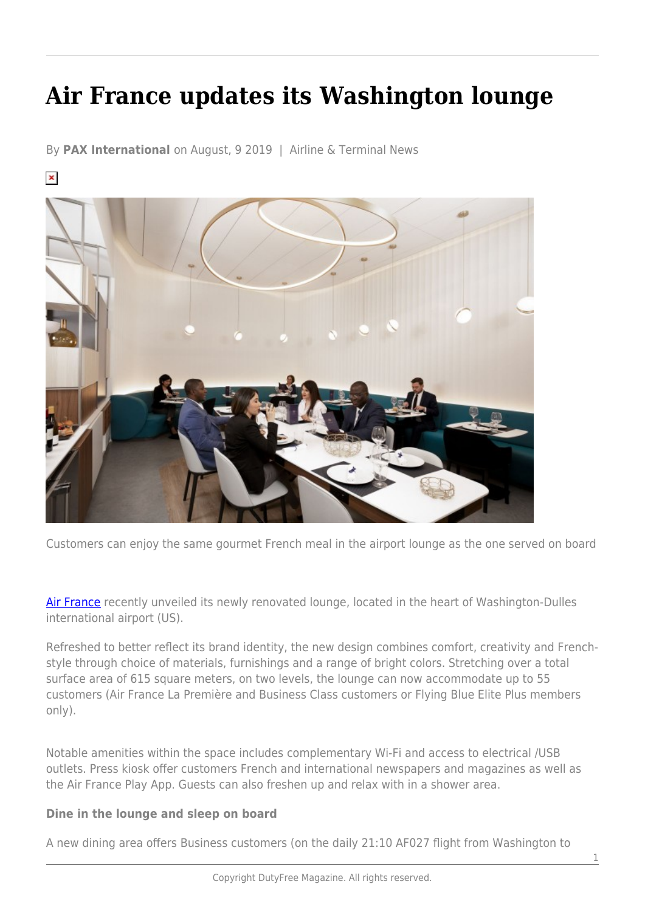# Air France updates its Washington lounge

By **PAX International** on August, 9 2019 | Airline & Terminal News

Customers can enjoy the same gourmet French meal in the airport lounge as the one served on board

Air France recently unveiled its newly renovated lounge, located in the heart of Washington-Dulles international airport (US).

Refreshed to better reflect its brand identity, the new design combines comfort, creativity and French-style through choice of materials, furnishings and a range of bright colors. Stretching over a total surface area of 615 square meters, on two levels, the lounge can now accommodate up to 55 customers (Air France La Première and Business Class customers or Flying Blue Elite Plus members only).

Notable amenities within the space includes complementary Wi-Fi and access to electrical /USB outlets. Press kiosk offer customers French and international newspapers and magazines as well as the Air France Play App. Guests can also freshen up and relax with in a shower area.

**Dine in the lounge and sleep on board**

A new dining area offers Business customers (on the daily 21:10 AF027 flight from Washington to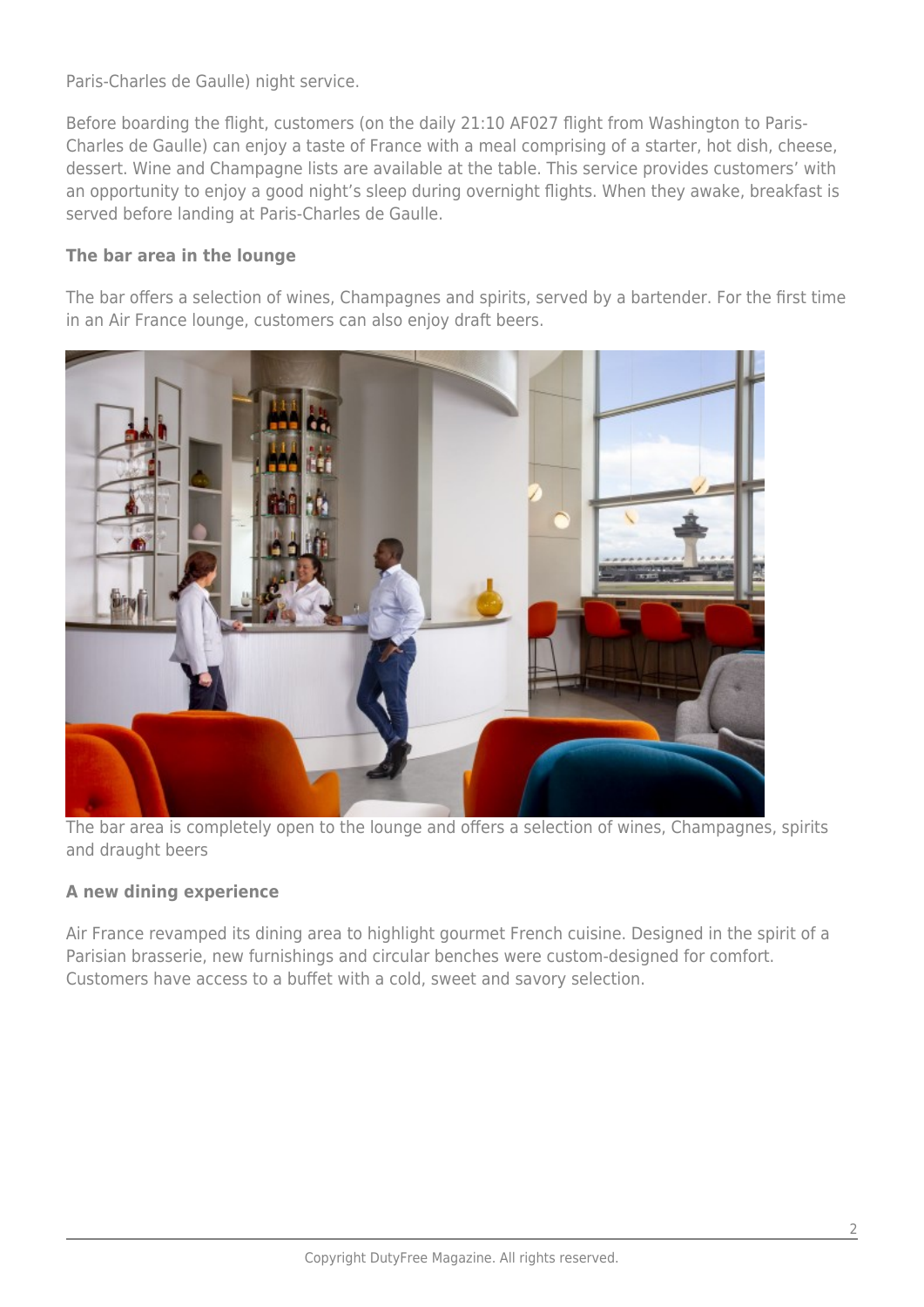Paris-Charles de Gaulle) night service.

Before boarding the flight, customers (on the daily 21:10 AF027 flight from Washington to Paris-Charles de Gaulle) can enjoy a taste of France with a meal comprising of a starter, hot dish, cheese, dessert. Wine and Champagne lists are available at the table. This service provides customers' with an opportunity to enjoy a good night's sleep during overnight flights. When they awake, breakfast is served before landing at Paris-Charles de Gaulle.

**The bar area in the lounge**

The bar offers a selection of wines, Champagnes and spirits, served by a bartender. For the first time in an Air France lounge, customers can also enjoy draft beers.

The bar area is completely open to the lounge and offers a selection of wines, Champagnes, spirits and draught beers

**A new dining experience**

Air France revamped its dining area to highlight gourmet French cuisine. Designed in the spirit of a Parisian brasserie, new furnishings and circular benches were custom-designed for comfort. Customers have access to a buffet with a cold, sweet and savory selection.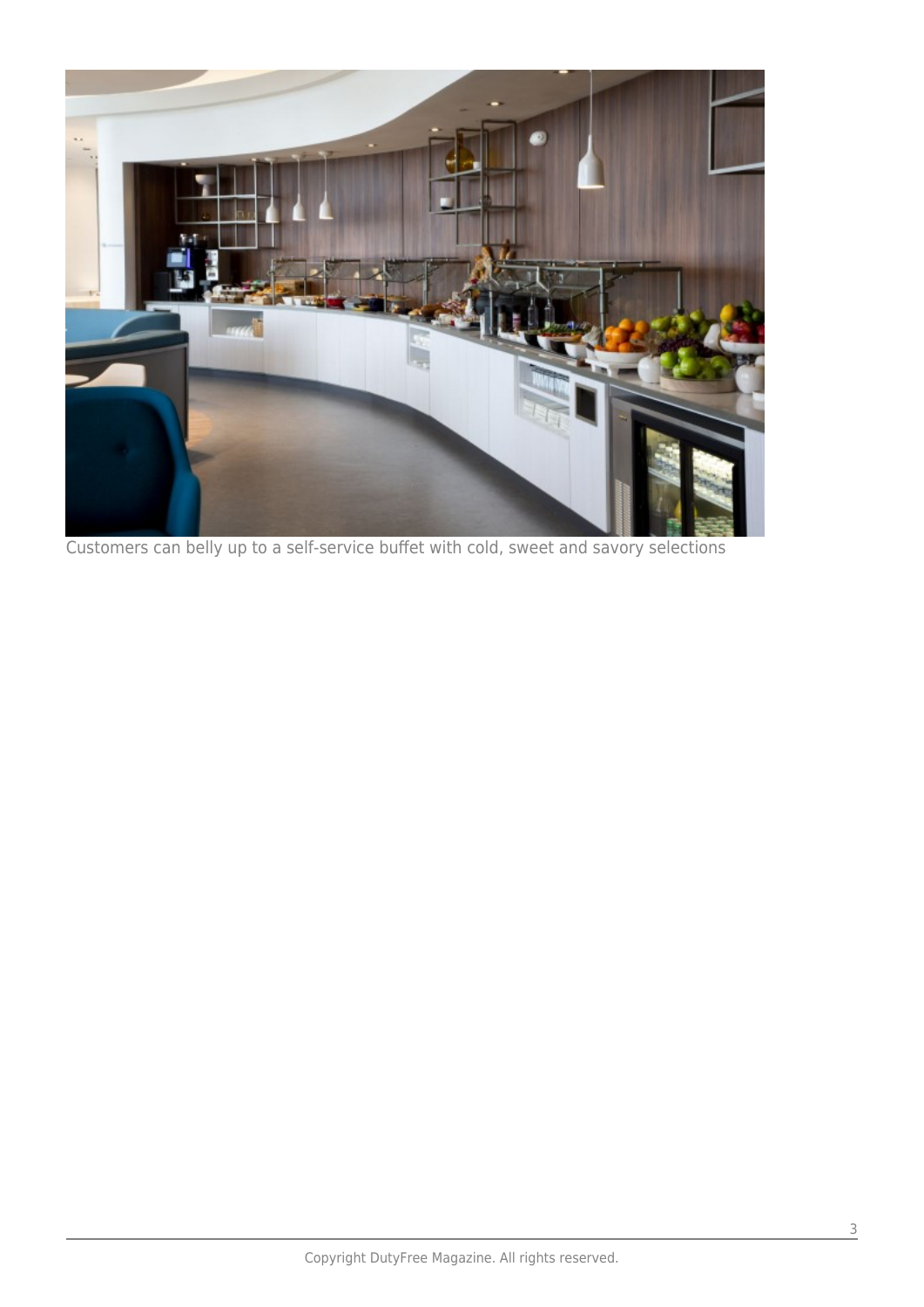Customers can belly up to a self-service buffet with cold, sweet and savory selections